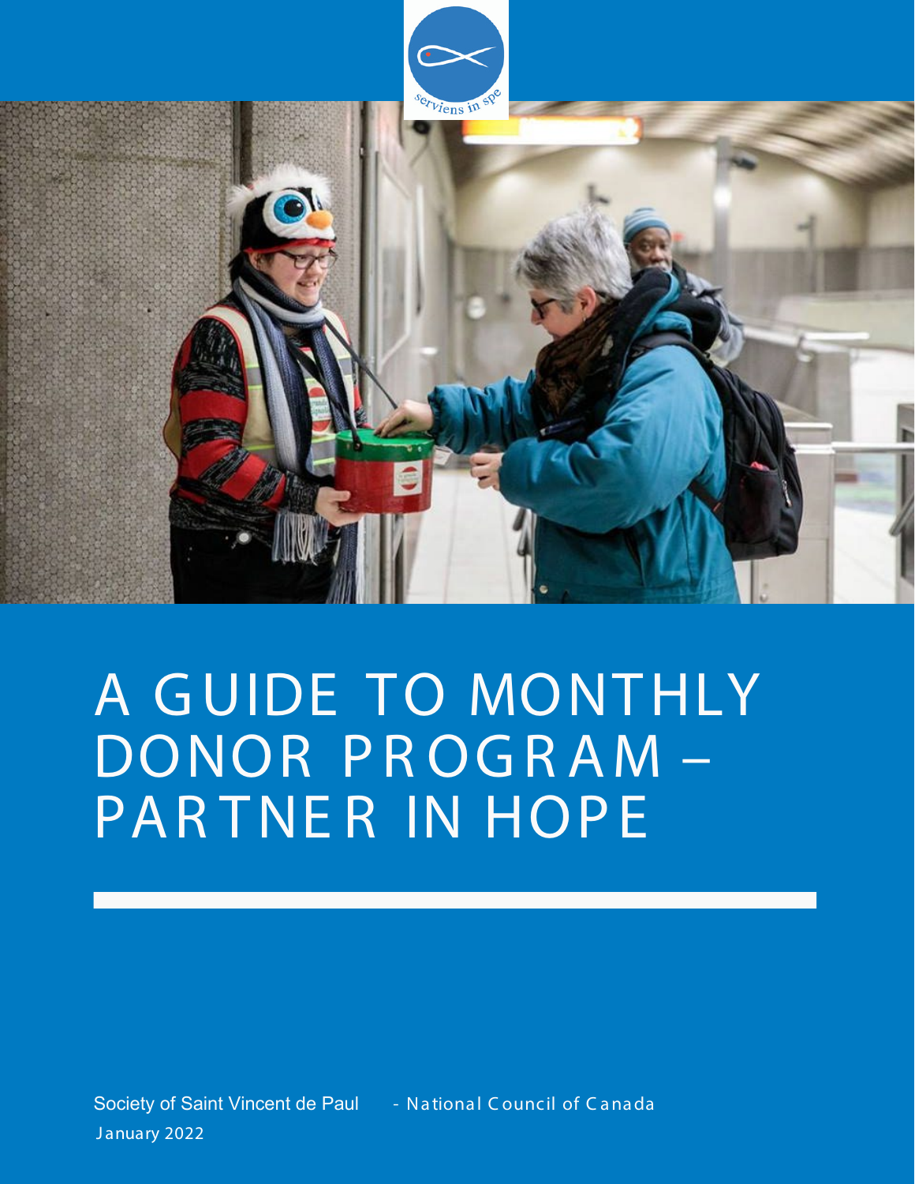serviens in spe

# A GUIDE TO MONTHLY DONOR PROGRAM – PARTNER IN HOPE

Society of Saint Vincent de Paul - National Council of Canada

January 2022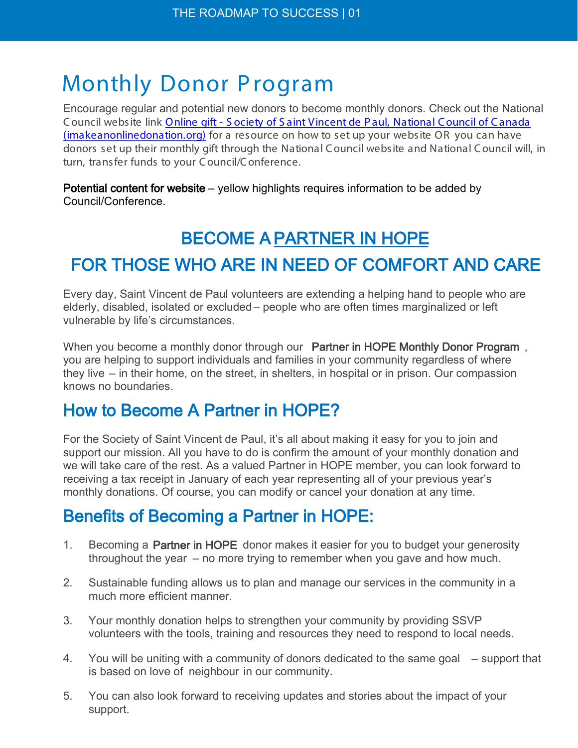# Monthly Donor Program

Encourage regular and potential new donors to become monthly donors. Check out the National Council website link [Online gift - Society of Saint Vincent de Paul, National Council of Canada (imakeanonlinedonation.org)](imakeanonlinedonation.org) for a resource on how to set up your website OR you can have donors set up their monthly gift through the National Council website and National Council will, in turn, transfer funds to your Council/Conference.

**Potential content for website** – yellow highlights requires information to be added by Council/Conference.

## BECOME A PARTNER IN HOPE
## FOR THOSE WHO ARE IN NEED OF COMFORT AND CARE

Every day, Saint Vincent de Paul volunteers are extending a helping hand to people who are elderly, disabled, isolated or excluded – people who are often times marginalized or left vulnerable by life's circumstances.

When you become a monthly donor through our **Partner in HOPE Monthly Donor Program**, you are helping to support individuals and families in your community regardless of where they live – in their home, on the street, in shelters, in hospital or in prison. Our compassion knows no boundaries.

## How to Become A Partner in HOPE?

For the Society of Saint Vincent de Paul, it's all about making it easy for you to join and support our mission. All you have to do is confirm the amount of your monthly donation and we will take care of the rest. As a valued Partner in HOPE member, you can look forward to receiving a tax receipt in January of each year representing all of your previous year's monthly donations. Of course, you can modify or cancel your donation at any time.

## Benefits of Becoming a Partner in HOPE:

1. Becoming a **Partner in HOPE** donor makes it easier for you to budget your generosity throughout the year – no more trying to remember when you gave and how much.
2. Sustainable funding allows us to plan and manage our services in the community in a much more efficient manner.
3. Your monthly donation helps to strengthen your community by providing SSVP volunteers with the tools, training and resources they need to respond to local needs.
4. You will be uniting with a community of donors dedicated to the same goal – support that is based on love of neighbour in our community.
5. You can also look forward to receiving updates and stories about the impact of your support.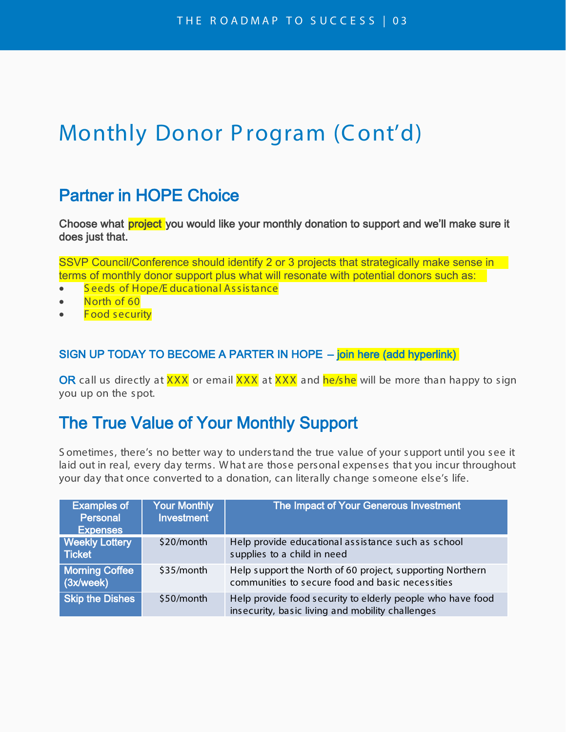# Monthly Donor Program (Cont'd)

## Partner in HOPE Choice

**Choose what project you would like your monthly donation to support and we'll make sure it does just that.**

SSVP Council/Conference should identify 2 or 3 projects that strategically make sense in terms of monthly donor support plus what will resonate with potential donors such as:

- Seeds of Hope/Educational Assistance
- North of 60
- Food security

**SIGN UP TODAY TO BECOME A PARTER IN HOPE – join here (add hyperlink)**

OR call us directly at XXX or email XXX at XXX and he/she will be more than happy to sign you up on the spot.

## The True Value of Your Monthly Support

Sometimes, there's no better way to understand the true value of your support until you see it laid out in real, every day terms. What are those personal expenses that you incur throughout your day that once converted to a donation, can literally change someone else's life.

| Examples of Personal Expenses | Your Monthly Investment | The Impact of Your Generous Investment |
|---|---|---|
| Weekly Lottery Ticket | $20/month | Help provide educational assistance such as school supplies to a child in need |
| Morning Coffee (3x/week) | $35/month | Help support the North of 60 project, supporting Northern communities to secure food and basic necessities |
| Skip the Dishes | $50/month | Help provide food security to elderly people who have food insecurity, basic living and mobility challenges |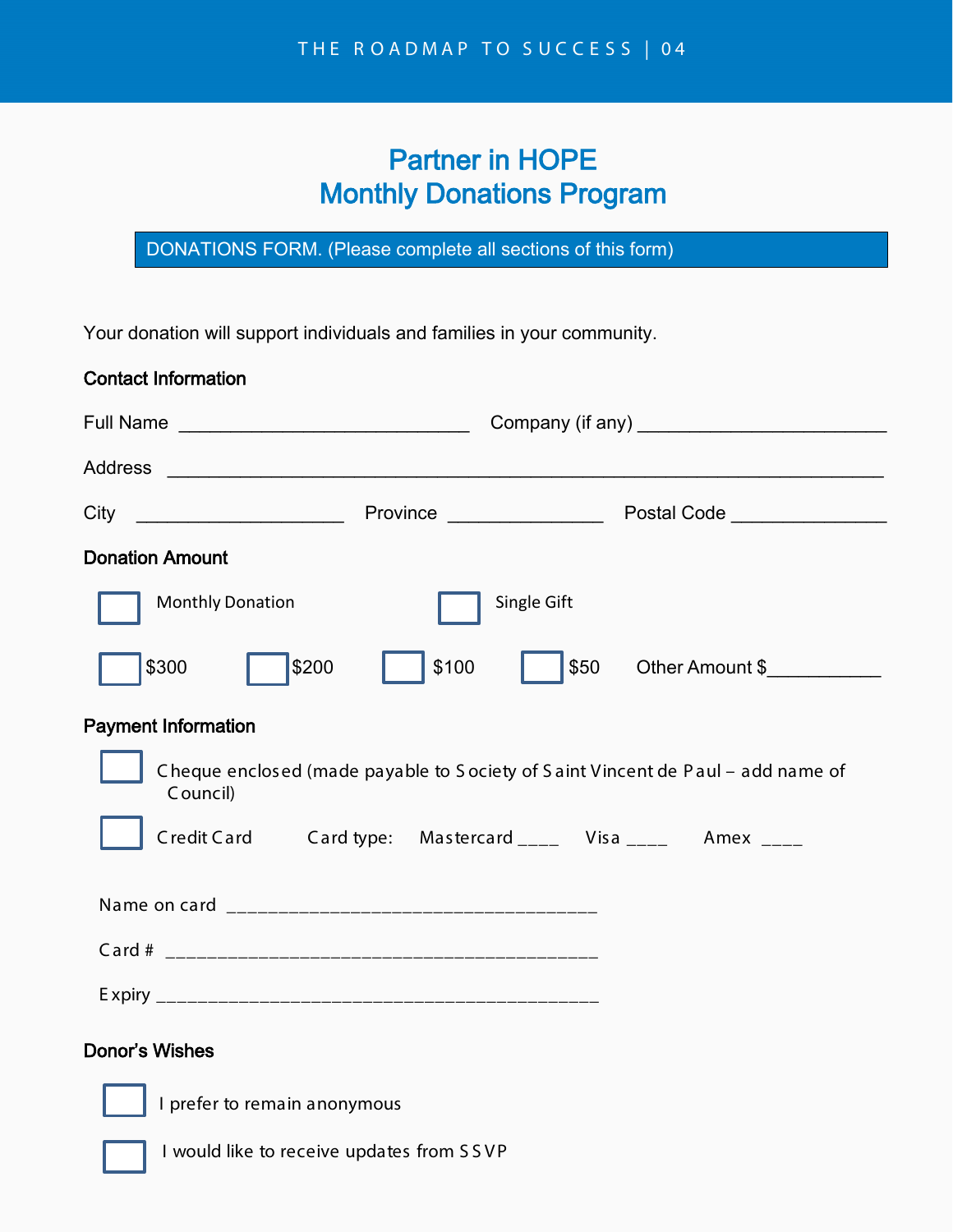# Partner in HOPE
# Monthly Donations Program

DONATIONS FORM. (Please complete all sections of this form)

Your donation will support individuals and families in your community.

**Contact Information**

Full Name ___________________________ Company (if any) ________________________

Address ___________________________________________________________________

City ____________________ Province _______________ Postal Code _______________

**Donation Amount**

☐ Monthly Donation ☐ Single Gift

☐ $300 ☐ $200 ☐ $100 ☐ $50 Other Amount $___________

**Payment Information**

☐ Cheque enclosed (made payable to Society of Saint Vincent de Paul – add name of Council)

☐ Credit Card Card type: Mastercard ____ Visa ____ Amex ____

Name on card ___________________________________

Card # _________________________________________

Expiry _________________________________________

**Donor's Wishes**

☐ I prefer to remain anonymous

☐ I would like to receive updates from SSVP